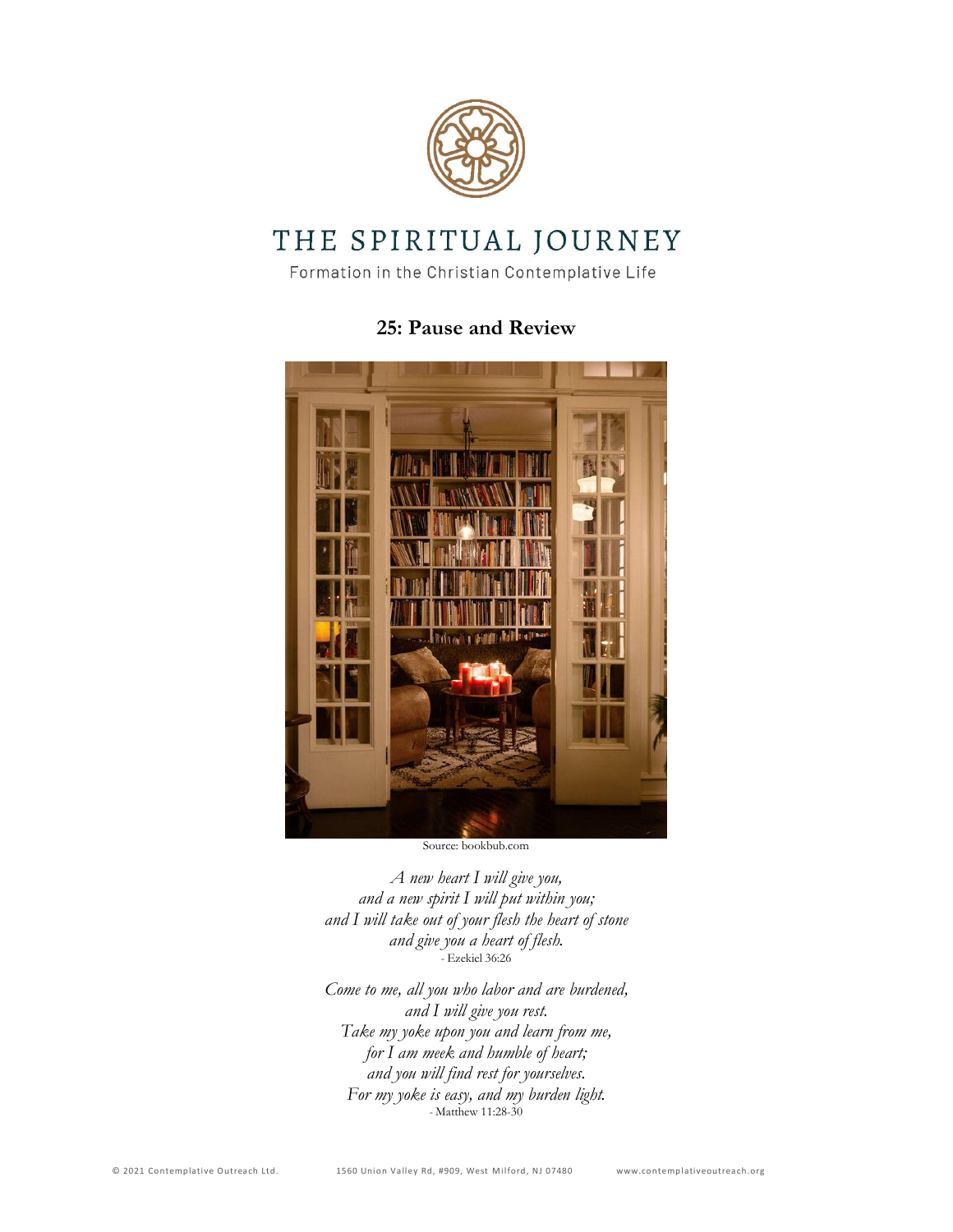# THE SPIRITUAL JOURNEY

Formation in the Christian Contemplative Life

## 25: Pause and Review

Source: bookbub.com

*A new heart I will give you,*
*and a new spirit I will put within you;*
*and I will take out of your flesh the heart of stone*
*and give you a heart of flesh.*
- Ezekiel 36:26

*Come to me, all you who labor and are burdened,*
*and I will give you rest.*
*Take my yoke upon you and learn from me,*
*for I am meek and humble of heart;*
*and you will find rest for yourselves.*
*For my yoke is easy, and my burden light.*
- Matthew 11:28-30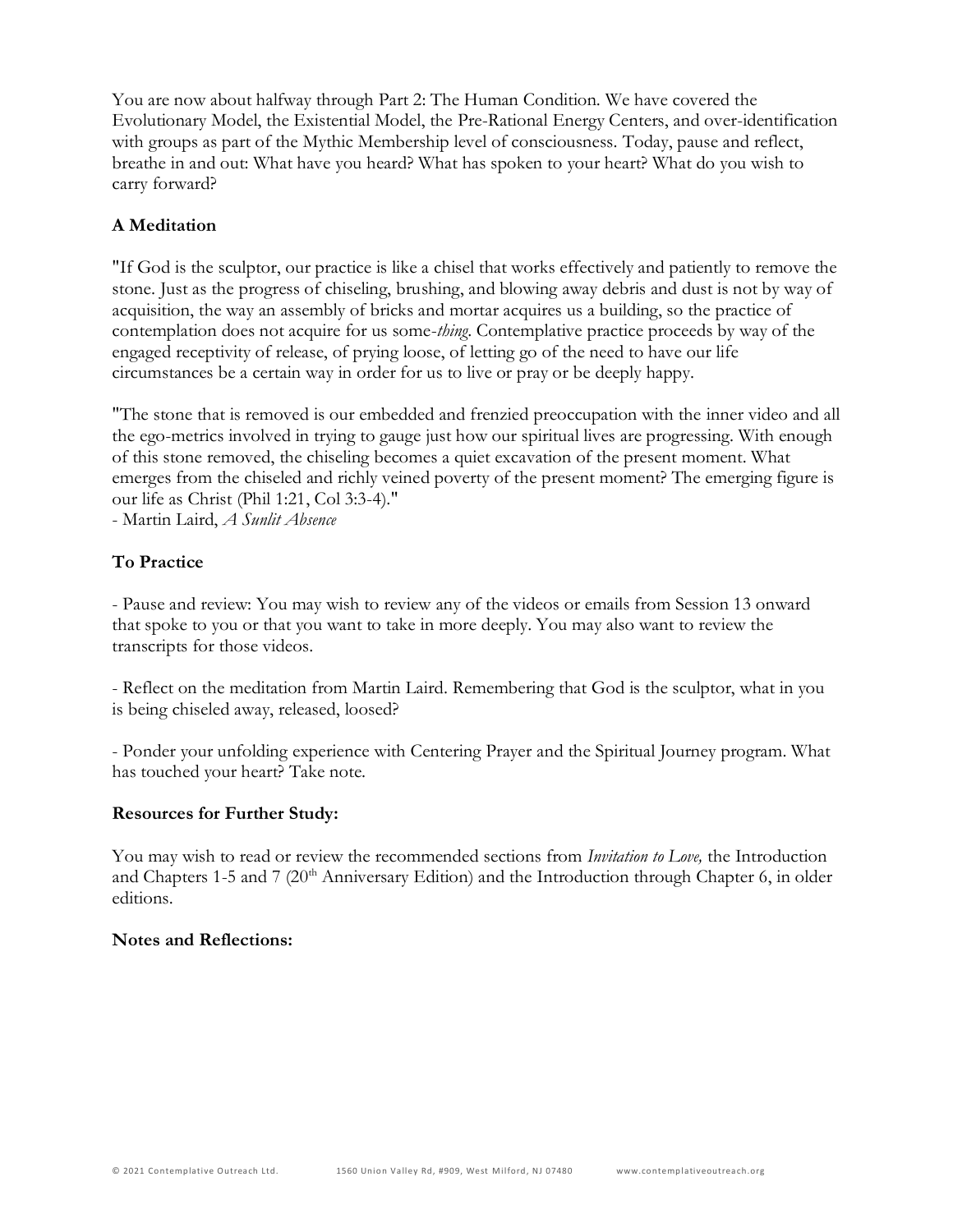You are now about halfway through Part 2: The Human Condition. We have covered the Evolutionary Model, the Existential Model, the Pre-Rational Energy Centers, and over-identification with groups as part of the Mythic Membership level of consciousness. Today, pause and reflect, breathe in and out: What have you heard? What has spoken to your heart? What do you wish to carry forward?

**A Meditation**

"If God is the sculptor, our practice is like a chisel that works effectively and patiently to remove the stone. Just as the progress of chiseling, brushing, and blowing away debris and dust is not by way of acquisition, the way an assembly of bricks and mortar acquires us a building, so the practice of contemplation does not acquire for us some-*thing*. Contemplative practice proceeds by way of the engaged receptivity of release, of prying loose, of letting go of the need to have our life circumstances be a certain way in order for us to live or pray or be deeply happy.

"The stone that is removed is our embedded and frenzied preoccupation with the inner video and all the ego-metrics involved in trying to gauge just how our spiritual lives are progressing. With enough of this stone removed, the chiseling becomes a quiet excavation of the present moment. What emerges from the chiseled and richly veined poverty of the present moment? The emerging figure is our life as Christ (Phil 1:21, Col 3:3-4)."
- Martin Laird, *A Sunlit Absence*

**To Practice**

- Pause and review: You may wish to review any of the videos or emails from Session 13 onward that spoke to you or that you want to take in more deeply. You may also want to review the transcripts for those videos.

- Reflect on the meditation from Martin Laird. Remembering that God is the sculptor, what in you is being chiseled away, released, loosed?

- Ponder your unfolding experience with Centering Prayer and the Spiritual Journey program. What has touched your heart? Take note.

**Resources for Further Study:**

You may wish to read or review the recommended sections from *Invitation to Love,* the Introduction and Chapters 1-5 and 7 (20th Anniversary Edition) and the Introduction through Chapter 6, in older editions.

**Notes and Reflections:**